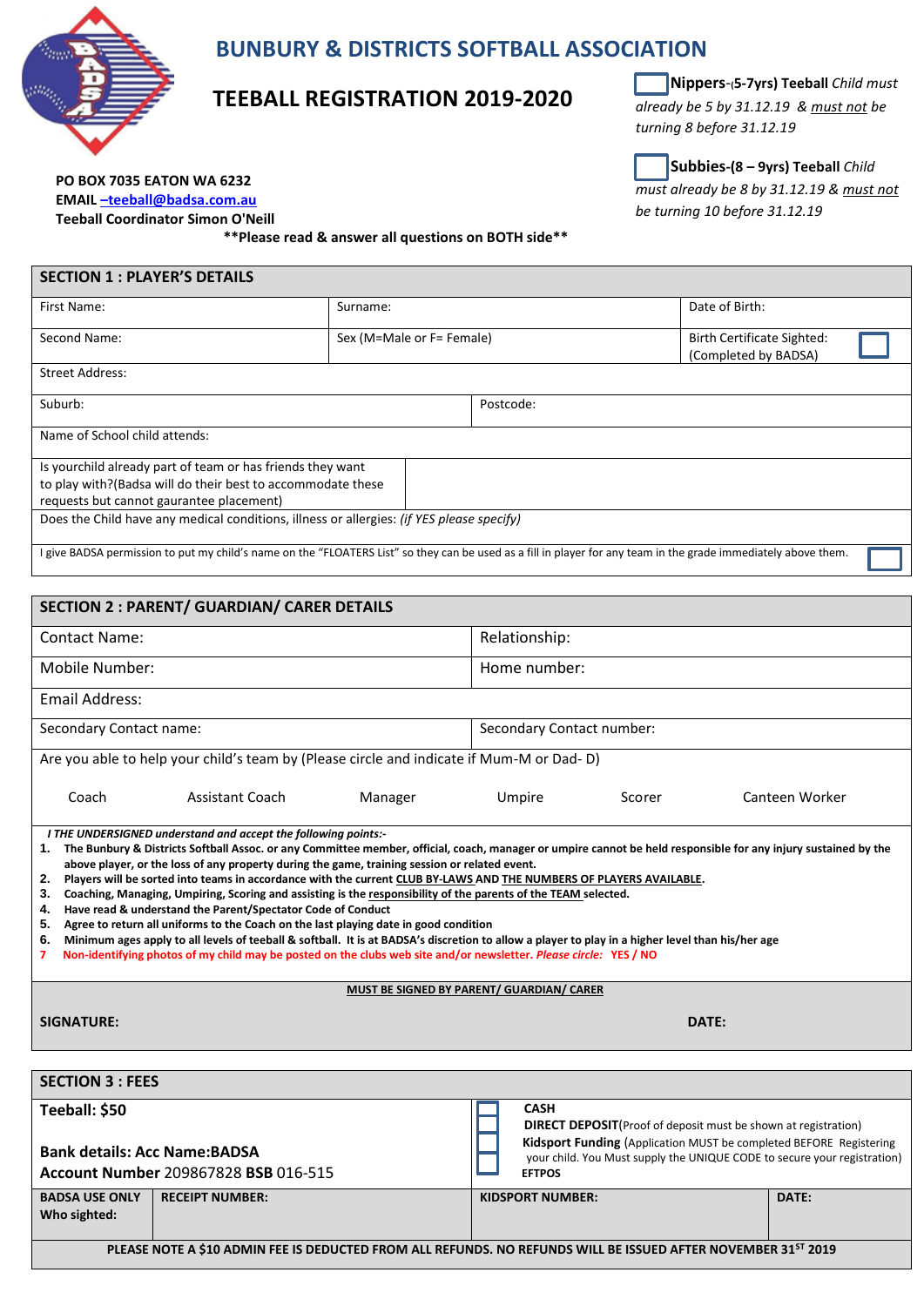# BUNBURY & DISTRICTS SOFTBALL ASSOCIATION

## TEEBALL REGISTRATION 2019-2020

☐ **Nippers**-(**5-7yrs) Teeball** *Child must already be 5 by 31.12.19 & must not be turning 8 before 31.12.19*

☐ **Subbies-(8 – 9yrs) Teeball** *Child must already be 8 by 31.12.19 & must not be turning 10 before 31.12.19*

**PO BOX 7035 EATON WA 6232**
**EMAIL –teeball@badsa.com.au**
**Teeball Coordinator Simon O'Neill**

**\*\*Please read & answer all questions on BOTH side\*\***

| SECTION 1 : PLAYER'S DETAILS | | |
|---|---|---|
| First Name: | Surname: | Date of Birth: |
| Second Name: | Sex (M=Male or F= Female) | Birth Certificate Sighted: (Completed by BADSA) ☐ |
| Street Address: | | |
| Suburb: | Postcode: | |
| Name of School child attends: | | |
| Is yourchild already part of team or has friends they want to play with?(Badsa will do their best to accommodate these requests but cannot gaurantee placement) | | |
| Does the Child have any medical conditions, illness or allergies: *(if YES please specify)* | | |
| I give BADSA permission to put my child's name on the "FLOATERS List" so they can be used as a fill in player for any team in the grade immediately above them. ☐ | | |

| SECTION 2 : PARENT/ GUARDIAN/ CARER DETAILS | |
|---|---|
| Contact Name: | Relationship: |
| Mobile Number: | Home number: |
| Email Address: | |
| Secondary Contact name: | Secondary Contact number: |

Are you able to help your child's team by (Please circle and indicate if Mum-M or Dad- D)

Coach Assistant Coach Manager Umpire Scorer Canteen Worker

***I THE UNDERSIGNED understand and accept the following points:-***

1. **The Bunbury & Districts Softball Assoc. or any Committee member, official, coach, manager or umpire cannot be held responsible for any injury sustained by the above player, or the loss of any property during the game, training session or related event.**
2. **Players will be sorted into teams in accordance with the current CLUB BY-LAWS AND THE NUMBERS OF PLAYERS AVAILABLE.**
3. **Coaching, Managing, Umpiring, Scoring and assisting is the responsibility of the parents of the TEAM selected.**
4. **Have read & understand the Parent/Spectator Code of Conduct**
5. **Agree to return all uniforms to the Coach on the last playing date in good condition**
6. **Minimum ages apply to all levels of teeball & softball. It is at BADSA's discretion to allow a player to play in a higher level than his/her age**
7. **Non-identifying photos of my child may be posted on the clubs web site and/or newsletter. *Please circle:* YES / NO**

**MUST BE SIGNED BY PARENT/ GUARDIAN/ CARER**

**SIGNATURE:** **DATE:**

| SECTION 3 : FEES | | | |
|---|---|---|---|
| **Teeball: $50** <br><br> **Bank details: Acc Name:BADSA** <br> **Account Number** 209867828 **BSB** 016-515 | | ☐ **CASH** <br> ☐ **DIRECT DEPOSIT**(Proof of deposit must be shown at registration) <br> ☐ **Kidsport Funding** (Application MUST be completed BEFORE Registering your child. You Must supply the UNIQUE CODE to secure your registration) <br> ☐ **EFTPOS** | |
| **BADSA USE ONLY Who sighted:** | **RECEIPT NUMBER:** | **KIDSPORT NUMBER:** | **DATE:** |

**PLEASE NOTE A $10 ADMIN FEE IS DEDUCTED FROM ALL REFUNDS. NO REFUNDS WILL BE ISSUED AFTER NOVEMBER 31ST 2019**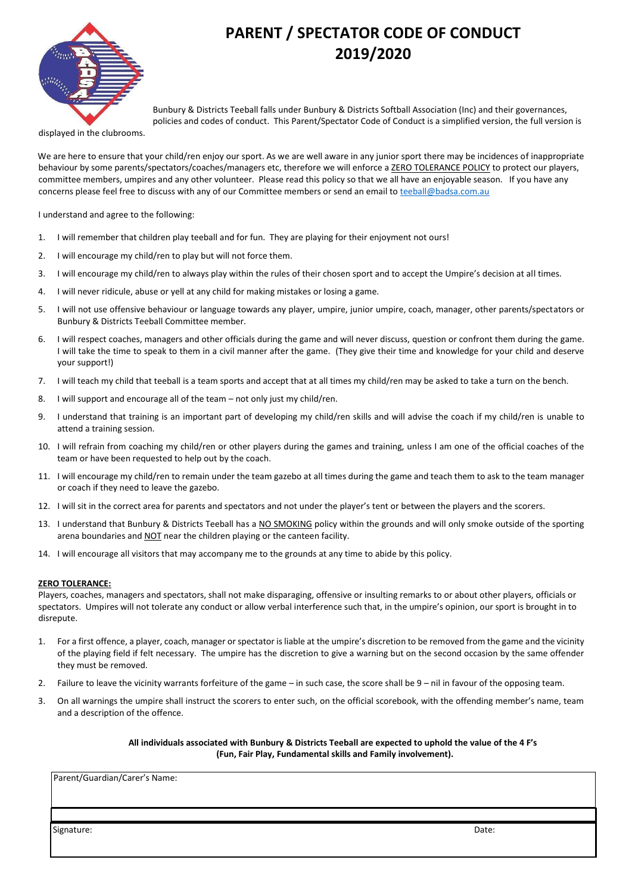# PARENT / SPECTATOR CODE OF CONDUCT 2019/2020

Bunbury & Districts Teeball falls under Bunbury & Districts Softball Association (Inc) and their governances, policies and codes of conduct. This Parent/Spectator Code of Conduct is a simplified version, the full version is displayed in the clubrooms.

We are here to ensure that your child/ren enjoy our sport. As we are well aware in any junior sport there may be incidences of inappropriate behaviour by some parents/spectators/coaches/managers etc, therefore we will enforce a ZERO TOLERANCE POLICY to protect our players, committee members, umpires and any other volunteer. Please read this policy so that we all have an enjoyable season. If you have any concerns please feel free to discuss with any of our Committee members or send an email to teeball@badsa.com.au

I understand and agree to the following:

1. I will remember that children play teeball and for fun. They are playing for their enjoyment not ours!
2. I will encourage my child/ren to play but will not force them.
3. I will encourage my child/ren to always play within the rules of their chosen sport and to accept the Umpire's decision at all times.
4. I will never ridicule, abuse or yell at any child for making mistakes or losing a game.
5. I will not use offensive behaviour or language towards any player, umpire, junior umpire, coach, manager, other parents/spectators or Bunbury & Districts Teeball Committee member.
6. I will respect coaches, managers and other officials during the game and will never discuss, question or confront them during the game. I will take the time to speak to them in a civil manner after the game. (They give their time and knowledge for your child and deserve your support!)
7. I will teach my child that teeball is a team sports and accept that at all times my child/ren may be asked to take a turn on the bench.
8. I will support and encourage all of the team – not only just my child/ren.
9. I understand that training is an important part of developing my child/ren skills and will advise the coach if my child/ren is unable to attend a training session.
10. I will refrain from coaching my child/ren or other players during the games and training, unless I am one of the official coaches of the team or have been requested to help out by the coach.
11. I will encourage my child/ren to remain under the team gazebo at all times during the game and teach them to ask to the team manager or coach if they need to leave the gazebo.
12. I will sit in the correct area for parents and spectators and not under the player's tent or between the players and the scorers.
13. I understand that Bunbury & Districts Teeball has a NO SMOKING policy within the grounds and will only smoke outside of the sporting arena boundaries and NOT near the children playing or the canteen facility.
14. I will encourage all visitors that may accompany me to the grounds at any time to abide by this policy.

**ZERO TOLERANCE:**

Players, coaches, managers and spectators, shall not make disparaging, offensive or insulting remarks to or about other players, officials or spectators. Umpires will not tolerate any conduct or allow verbal interference such that, in the umpire's opinion, our sport is brought in to disrepute.

1. For a first offence, a player, coach, manager or spectator is liable at the umpire's discretion to be removed from the game and the vicinity of the playing field if felt necessary. The umpire has the discretion to give a warning but on the second occasion by the same offender they must be removed.
2. Failure to leave the vicinity warrants forfeiture of the game – in such case, the score shall be 9 – nil in favour of the opposing team.
3. On all warnings the umpire shall instruct the scorers to enter such, on the official scorebook, with the offending member's name, team and a description of the offence.

**All individuals associated with Bunbury & Districts Teeball are expected to uphold the value of the 4 F's (Fun, Fair Play, Fundamental skills and Family involvement).**

| | |
|---|---|
| Parent/Guardian/Carer's Name: | |
| Signature: | Date: |